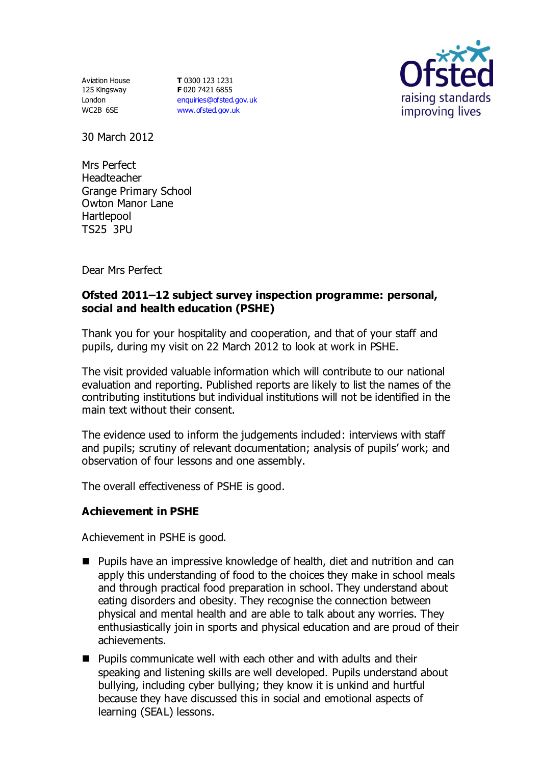Aviation House
125 Kingsway
London
WC2B 6SE

**T** 0300 123 1231
**F** 020 7421 6855
enquiries@ofsted.gov.uk
www.ofsted.gov.uk

30 March 2012

Mrs Perfect
Headteacher
Grange Primary School
Owton Manor Lane
Hartlepool
TS25 3PU

Dear Mrs Perfect

**Ofsted 2011–12 subject survey inspection programme: personal, social and health education (PSHE)**

Thank you for your hospitality and cooperation, and that of your staff and pupils, during my visit on 22 March 2012 to look at work in PSHE.

The visit provided valuable information which will contribute to our national evaluation and reporting. Published reports are likely to list the names of the contributing institutions but individual institutions will not be identified in the main text without their consent.

The evidence used to inform the judgements included: interviews with staff and pupils; scrutiny of relevant documentation; analysis of pupils' work; and observation of four lessons and one assembly.

The overall effectiveness of PSHE is good.

## Achievement in PSHE

Achievement in PSHE is good.

- Pupils have an impressive knowledge of health, diet and nutrition and can apply this understanding of food to the choices they make in school meals and through practical food preparation in school. They understand about eating disorders and obesity. They recognise the connection between physical and mental health and are able to talk about any worries. They enthusiastically join in sports and physical education and are proud of their achievements.
- Pupils communicate well with each other and with adults and their speaking and listening skills are well developed. Pupils understand about bullying, including cyber bullying; they know it is unkind and hurtful because they have discussed this in social and emotional aspects of learning (SEAL) lessons.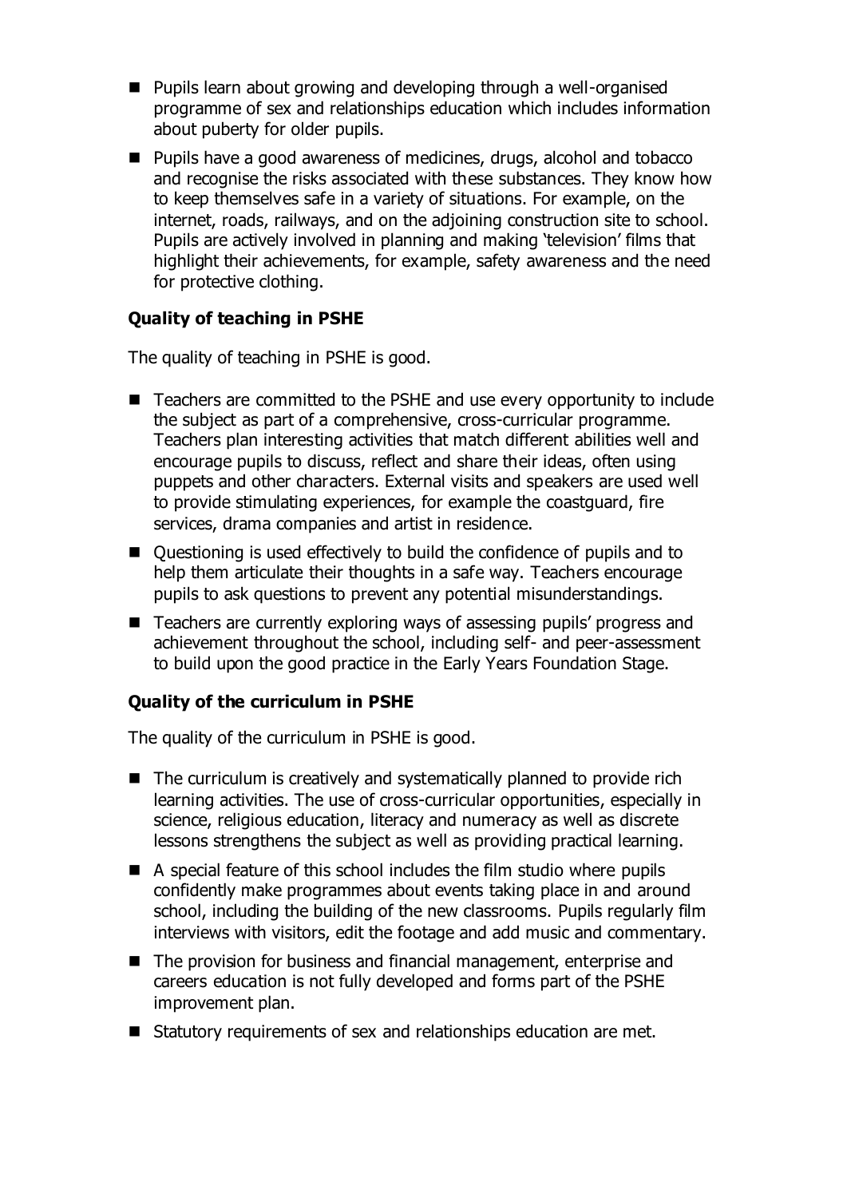- Pupils learn about growing and developing through a well-organised programme of sex and relationships education which includes information about puberty for older pupils.
- Pupils have a good awareness of medicines, drugs, alcohol and tobacco and recognise the risks associated with these substances. They know how to keep themselves safe in a variety of situations. For example, on the internet, roads, railways, and on the adjoining construction site to school. Pupils are actively involved in planning and making 'television' films that highlight their achievements, for example, safety awareness and the need for protective clothing.

### Quality of teaching in PSHE

The quality of teaching in PSHE is good.

- Teachers are committed to the PSHE and use every opportunity to include the subject as part of a comprehensive, cross-curricular programme. Teachers plan interesting activities that match different abilities well and encourage pupils to discuss, reflect and share their ideas, often using puppets and other characters. External visits and speakers are used well to provide stimulating experiences, for example the coastguard, fire services, drama companies and artist in residence.
- Questioning is used effectively to build the confidence of pupils and to help them articulate their thoughts in a safe way. Teachers encourage pupils to ask questions to prevent any potential misunderstandings.
- Teachers are currently exploring ways of assessing pupils' progress and achievement throughout the school, including self- and peer-assessment to build upon the good practice in the Early Years Foundation Stage.

### Quality of the curriculum in PSHE

The quality of the curriculum in PSHE is good.

- The curriculum is creatively and systematically planned to provide rich learning activities. The use of cross-curricular opportunities, especially in science, religious education, literacy and numeracy as well as discrete lessons strengthens the subject as well as providing practical learning.
- A special feature of this school includes the film studio where pupils confidently make programmes about events taking place in and around school, including the building of the new classrooms. Pupils regularly film interviews with visitors, edit the footage and add music and commentary.
- The provision for business and financial management, enterprise and careers education is not fully developed and forms part of the PSHE improvement plan.
- Statutory requirements of sex and relationships education are met.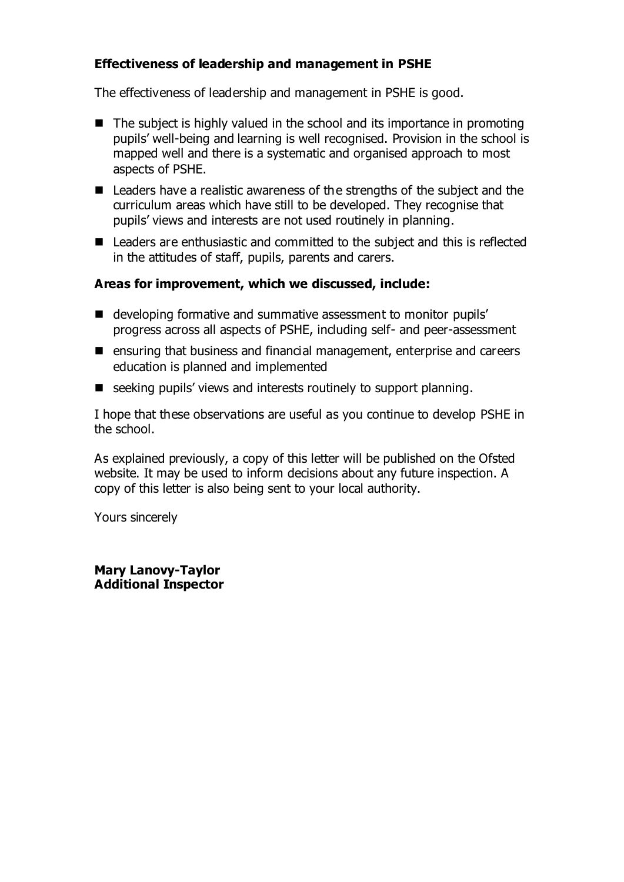**Effectiveness of leadership and management in PSHE**

The effectiveness of leadership and management in PSHE is good.

- The subject is highly valued in the school and its importance in promoting pupils' well-being and learning is well recognised. Provision in the school is mapped well and there is a systematic and organised approach to most aspects of PSHE.
- Leaders have a realistic awareness of the strengths of the subject and the curriculum areas which have still to be developed. They recognise that pupils' views and interests are not used routinely in planning.
- Leaders are enthusiastic and committed to the subject and this is reflected in the attitudes of staff, pupils, parents and carers.

**Areas for improvement, which we discussed, include:**

- developing formative and summative assessment to monitor pupils' progress across all aspects of PSHE, including self- and peer-assessment
- ensuring that business and financial management, enterprise and careers education is planned and implemented
- seeking pupils' views and interests routinely to support planning.

I hope that these observations are useful as you continue to develop PSHE in the school.

As explained previously, a copy of this letter will be published on the Ofsted website. It may be used to inform decisions about any future inspection. A copy of this letter is also being sent to your local authority.

Yours sincerely

**Mary Lanovy-Taylor**
**Additional Inspector**